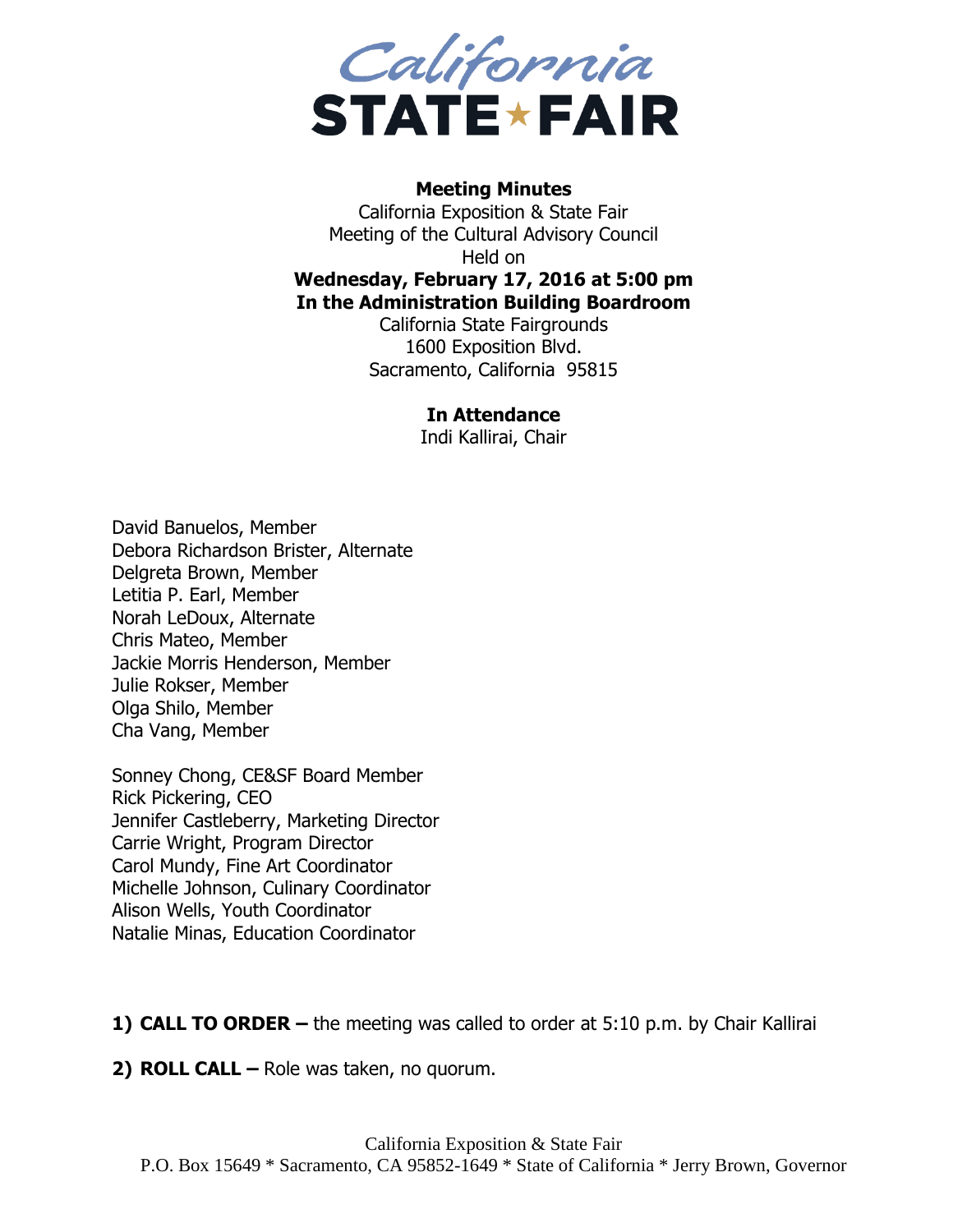California STATE FAIR

**Meeting Minutes**
California Exposition & State Fair
Meeting of the Cultural Advisory Council
Held on
**Wednesday, February 17, 2016 at 5:00 pm**
**In the Administration Building Boardroom**
California State Fairgrounds
1600 Exposition Blvd.
Sacramento, California 95815

**In Attendance**
Indi Kallirai, Chair

David Banuelos, Member
Debora Richardson Brister, Alternate
Delgreta Brown, Member
Letitia P. Earl, Member
Norah LeDoux, Alternate
Chris Mateo, Member
Jackie Morris Henderson, Member
Julie Rokser, Member
Olga Shilo, Member
Cha Vang, Member

Sonney Chong, CE&SF Board Member
Rick Pickering, CEO
Jennifer Castleberry, Marketing Director
Carrie Wright, Program Director
Carol Mundy, Fine Art Coordinator
Michelle Johnson, Culinary Coordinator
Alison Wells, Youth Coordinator
Natalie Minas, Education Coordinator

**1) CALL TO ORDER –** the meeting was called to order at 5:10 p.m. by Chair Kallirai

**2) ROLL CALL –** Role was taken, no quorum.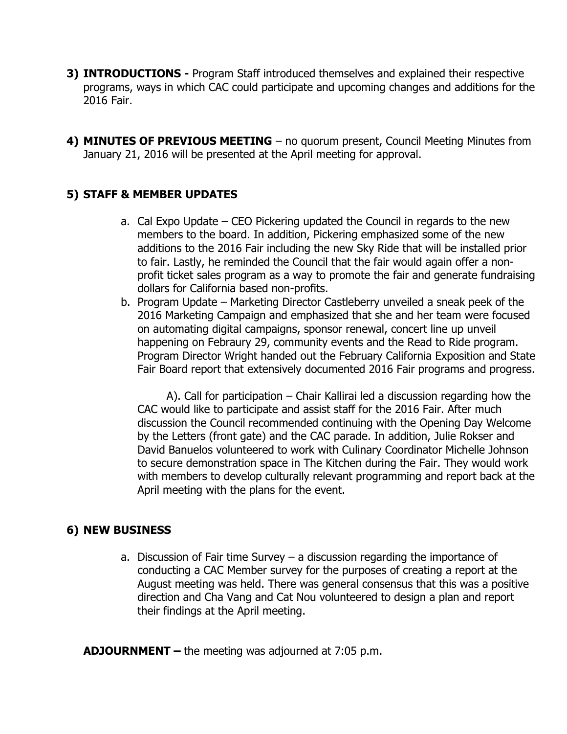**3) INTRODUCTIONS -** Program Staff introduced themselves and explained their respective programs, ways in which CAC could participate and upcoming changes and additions for the 2016 Fair.

**4) MINUTES OF PREVIOUS MEETING** – no quorum present, Council Meeting Minutes from January 21, 2016 will be presented at the April meeting for approval.

**5) STAFF & MEMBER UPDATES**

a. Cal Expo Update – CEO Pickering updated the Council in regards to the new members to the board. In addition, Pickering emphasized some of the new additions to the 2016 Fair including the new Sky Ride that will be installed prior to fair. Lastly, he reminded the Council that the fair would again offer a non-profit ticket sales program as a way to promote the fair and generate fundraising dollars for California based non-profits.

b. Program Update – Marketing Director Castleberry unveiled a sneak peek of the 2016 Marketing Campaign and emphasized that she and her team were focused on automating digital campaigns, sponsor renewal, concert line up unveil happening on Febraury 29, community events and the Read to Ride program. Program Director Wright handed out the February California Exposition and State Fair Board report that extensively documented 2016 Fair programs and progress.

A). Call for participation – Chair Kallirai led a discussion regarding how the CAC would like to participate and assist staff for the 2016 Fair. After much discussion the Council recommended continuing with the Opening Day Welcome by the Letters (front gate) and the CAC parade. In addition, Julie Rokser and David Banuelos volunteered to work with Culinary Coordinator Michelle Johnson to secure demonstration space in The Kitchen during the Fair. They would work with members to develop culturally relevant programming and report back at the April meeting with the plans for the event.

**6) NEW BUSINESS**

a. Discussion of Fair time Survey – a discussion regarding the importance of conducting a CAC Member survey for the purposes of creating a report at the August meeting was held. There was general consensus that this was a positive direction and Cha Vang and Cat Nou volunteered to design a plan and report their findings at the April meeting.

**ADJOURNMENT –** the meeting was adjourned at 7:05 p.m.